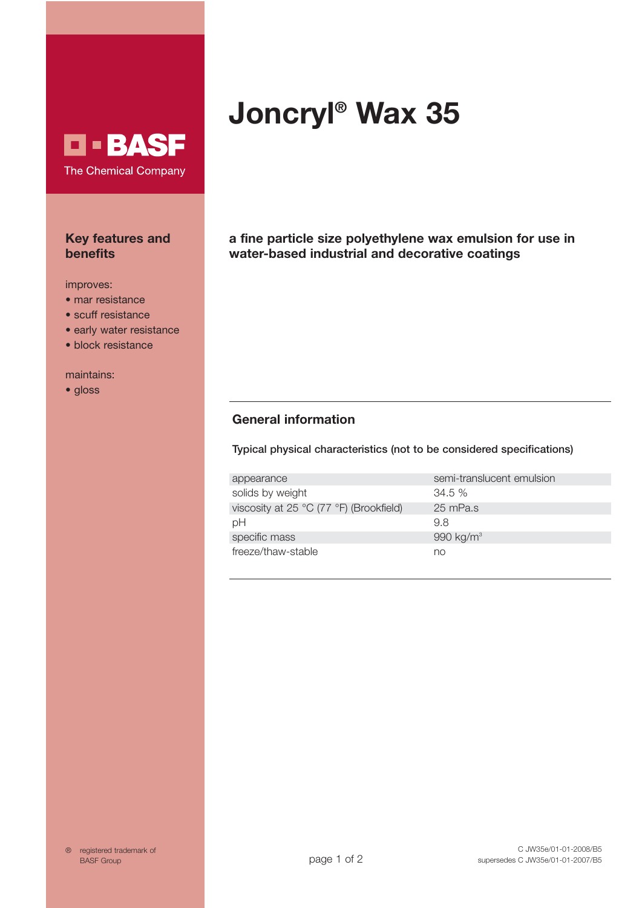BASF
The Chemical Company

# Joncryl® Wax 35

**a fine particle size polyethylene wax emulsion for use in water-based industrial and decorative coatings**

## Key features and benefits

improves:

- mar resistance
- scuff resistance
- early water resistance
- block resistance

maintains:

- gloss

## General information

Typical physical characteristics (not to be considered specifications)

| | |
|---|---|
| appearance | semi-translucent emulsion |
| solids by weight | 34.5 % |
| viscosity at 25 °C (77 °F) (Brookfield) | 25 mPa.s |
| pH | 9.8 |
| specific mass | 990 kg/m³ |
| freeze/thaw-stable | no |

® registered trademark of BASF Group

C JW35e/01-01-2008/B5
supersedes C JW35e/01-01-2007/B5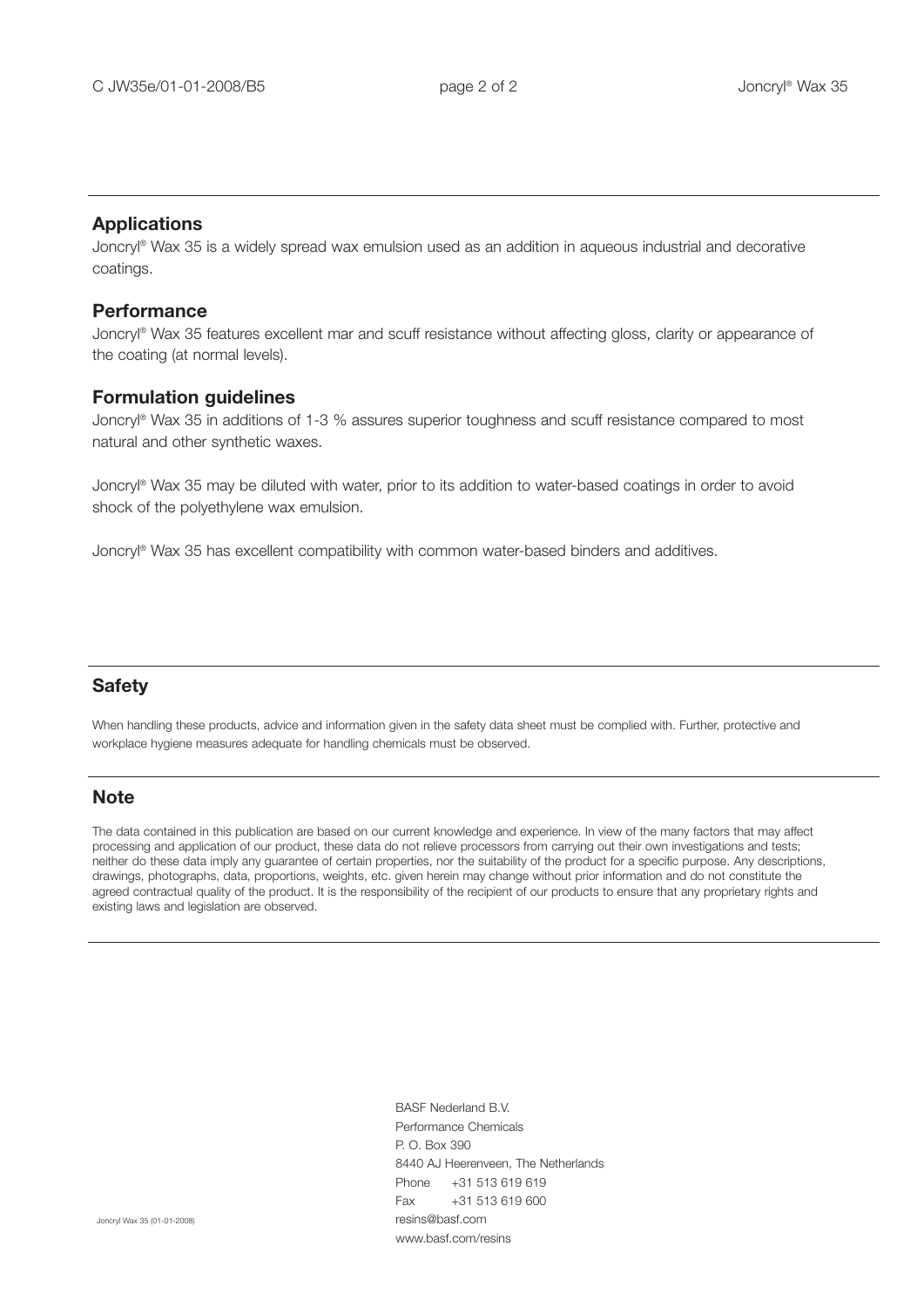## Applications

Joncryl® Wax 35 is a widely spread wax emulsion used as an addition in aqueous industrial and decorative coatings.

## Performance

Joncryl® Wax 35 features excellent mar and scuff resistance without affecting gloss, clarity or appearance of the coating (at normal levels).

## Formulation guidelines

Joncryl® Wax 35 in additions of 1-3 % assures superior toughness and scuff resistance compared to most natural and other synthetic waxes.

Joncryl® Wax 35 may be diluted with water, prior to its addition to water-based coatings in order to avoid shock of the polyethylene wax emulsion.

Joncryl® Wax 35 has excellent compatibility with common water-based binders and additives.

## Safety

When handling these products, advice and information given in the safety data sheet must be complied with. Further, protective and workplace hygiene measures adequate for handling chemicals must be observed.

## Note

The data contained in this publication are based on our current knowledge and experience. In view of the many factors that may affect processing and application of our product, these data do not relieve processors from carrying out their own investigations and tests; neither do these data imply any guarantee of certain properties, nor the suitability of the product for a specific purpose. Any descriptions, drawings, photographs, data, proportions, weights, etc. given herein may change without prior information and do not constitute the agreed contractual quality of the product. It is the responsibility of the recipient of our products to ensure that any proprietary rights and existing laws and legislation are observed.

Joncryl Wax 35 (01-01-2008)

BASF Nederland B.V.
Performance Chemicals
P. O. Box 390
8440 AJ Heerenveen, The Netherlands
Phone +31 513 619 619
Fax +31 513 619 600
resins@basf.com
www.basf.com/resins